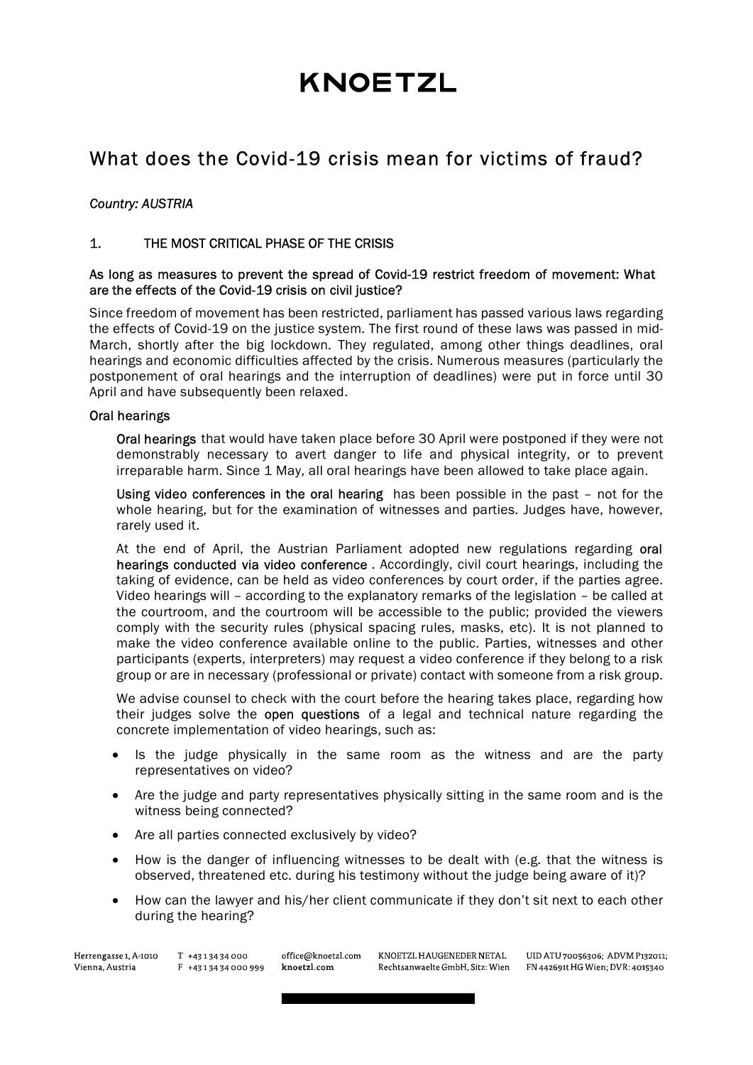KNOETZL

# What does the Covid-19 crisis mean for victims of fraud?

*Country: AUSTRIA*

## 1. THE MOST CRITICAL PHASE OF THE CRISIS

### As long as measures to prevent the spread of Covid-19 restrict freedom of movement: What are the effects of the Covid-19 crisis on civil justice?

Since freedom of movement has been restricted, parliament has passed various laws regarding the effects of Covid-19 on the justice system. The first round of these laws was passed in mid-March, shortly after the big lockdown. They regulated, among other things deadlines, oral hearings and economic difficulties affected by the crisis. Numerous measures (particularly the postponement of oral hearings and the interruption of deadlines) were put in force until 30 April and have subsequently been relaxed.

### Oral hearings

**Oral hearings** that would have taken place before 30 April were postponed if they were not demonstrably necessary to avert danger to life and physical integrity, or to prevent irreparable harm. Since 1 May, all oral hearings have been allowed to take place again.

**Using video conferences in the oral hearing** has been possible in the past – not for the whole hearing, but for the examination of witnesses and parties. Judges have, however, rarely used it.

At the end of April, the Austrian Parliament adopted new regulations regarding **oral hearings conducted via video conference** . Accordingly, civil court hearings, including the taking of evidence, can be held as video conferences by court order, if the parties agree. Video hearings will – according to the explanatory remarks of the legislation – be called at the courtroom, and the courtroom will be accessible to the public; provided the viewers comply with the security rules (physical spacing rules, masks, etc). It is not planned to make the video conference available online to the public. Parties, witnesses and other participants (experts, interpreters) may request a video conference if they belong to a risk group or are in necessary (professional or private) contact with someone from a risk group.

We advise counsel to check with the court before the hearing takes place, regarding how their judges solve the **open questions** of a legal and technical nature regarding the concrete implementation of video hearings, such as:

- Is the judge physically in the same room as the witness and are the party representatives on video?
- Are the judge and party representatives physically sitting in the same room and is the witness being connected?
- Are all parties connected exclusively by video?
- How is the danger of influencing witnesses to be dealt with (e.g. that the witness is observed, threatened etc. during his testimony without the judge being aware of it)?
- How can the lawyer and his/her client communicate if they don't sit next to each other during the hearing?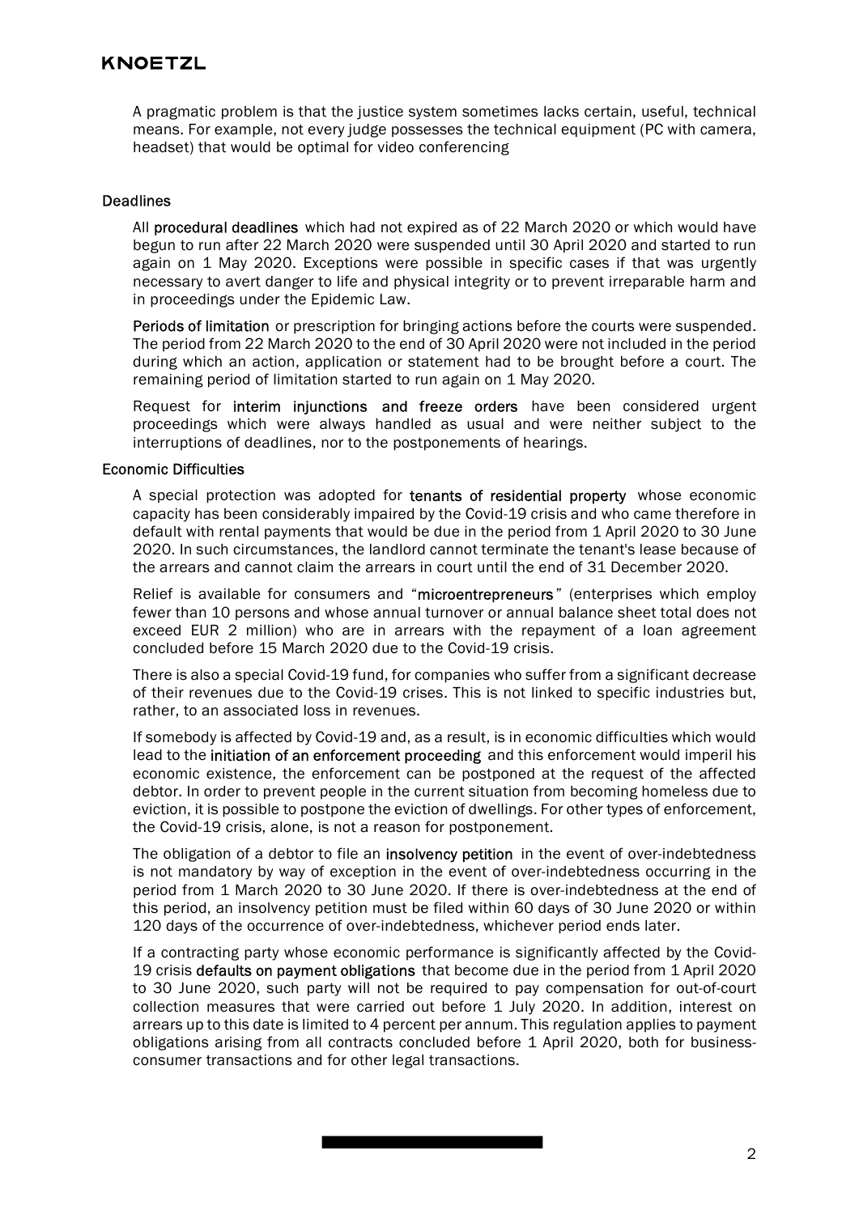A pragmatic problem is that the justice system sometimes lacks certain, useful, technical means. For example, not every judge possesses the technical equipment (PC with camera, headset) that would be optimal for video conferencing

### Deadlines

All **procedural deadlines** which had not expired as of 22 March 2020 or which would have begun to run after 22 March 2020 were suspended until 30 April 2020 and started to run again on 1 May 2020. Exceptions were possible in specific cases if that was urgently necessary to avert danger to life and physical integrity or to prevent irreparable harm and in proceedings under the Epidemic Law.

**Periods of limitation** or prescription for bringing actions before the courts were suspended. The period from 22 March 2020 to the end of 30 April 2020 were not included in the period during which an action, application or statement had to be brought before a court. The remaining period of limitation started to run again on 1 May 2020.

Request for **interim injunctions and freeze orders** have been considered urgent proceedings which were always handled as usual and were neither subject to the interruptions of deadlines, nor to the postponements of hearings.

### Economic Difficulties

A special protection was adopted for **tenants of residential property** whose economic capacity has been considerably impaired by the Covid-19 crisis and who came therefore in default with rental payments that would be due in the period from 1 April 2020 to 30 June 2020. In such circumstances, the landlord cannot terminate the tenant's lease because of the arrears and cannot claim the arrears in court until the end of 31 December 2020.

Relief is available for consumers and "**microentrepreneurs**" (enterprises which employ fewer than 10 persons and whose annual turnover or annual balance sheet total does not exceed EUR 2 million) who are in arrears with the repayment of a loan agreement concluded before 15 March 2020 due to the Covid-19 crisis.

There is also a special Covid-19 fund, for companies who suffer from a significant decrease of their revenues due to the Covid-19 crises. This is not linked to specific industries but, rather, to an associated loss in revenues.

If somebody is affected by Covid-19 and, as a result, is in economic difficulties which would lead to the **initiation of an enforcement proceeding** and this enforcement would imperil his economic existence, the enforcement can be postponed at the request of the affected debtor. In order to prevent people in the current situation from becoming homeless due to eviction, it is possible to postpone the eviction of dwellings. For other types of enforcement, the Covid-19 crisis, alone, is not a reason for postponement.

The obligation of a debtor to file an **insolvency petition** in the event of over-indebtedness is not mandatory by way of exception in the event of over-indebtedness occurring in the period from 1 March 2020 to 30 June 2020. If there is over-indebtedness at the end of this period, an insolvency petition must be filed within 60 days of 30 June 2020 or within 120 days of the occurrence of over-indebtedness, whichever period ends later.

If a contracting party whose economic performance is significantly affected by the Covid-19 crisis **defaults on payment obligations** that become due in the period from 1 April 2020 to 30 June 2020, such party will not be required to pay compensation for out-of-court collection measures that were carried out before 1 July 2020. In addition, interest on arrears up to this date is limited to 4 percent per annum. This regulation applies to payment obligations arising from all contracts concluded before 1 April 2020, both for business-consumer transactions and for other legal transactions.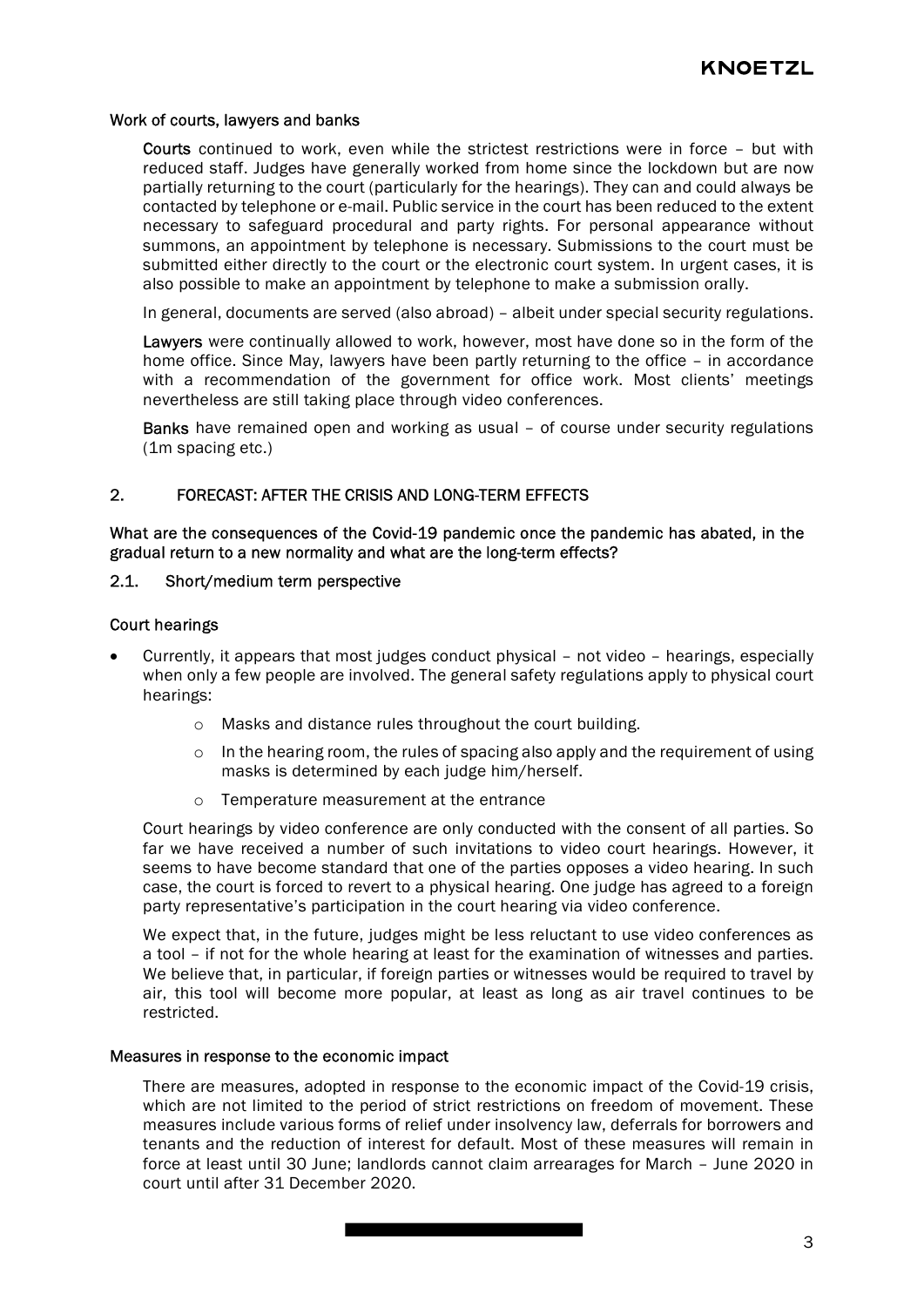#### Work of courts, lawyers and banks

**Courts** continued to work, even while the strictest restrictions were in force – but with reduced staff. Judges have generally worked from home since the lockdown but are now partially returning to the court (particularly for the hearings). They can and could always be contacted by telephone or e-mail. Public service in the court has been reduced to the extent necessary to safeguard procedural and party rights. For personal appearance without summons, an appointment by telephone is necessary. Submissions to the court must be submitted either directly to the court or the electronic court system. In urgent cases, it is also possible to make an appointment by telephone to make a submission orally.

In general, documents are served (also abroad) – albeit under special security regulations.

**Lawyers** were continually allowed to work, however, most have done so in the form of the home office. Since May, lawyers have been partly returning to the office – in accordance with a recommendation of the government for office work. Most clients' meetings nevertheless are still taking place through video conferences.

**Banks** have remained open and working as usual – of course under security regulations (1m spacing etc.)

## 2. FORECAST: AFTER THE CRISIS AND LONG-TERM EFFECTS

**What are the consequences of the Covid-19 pandemic once the pandemic has abated, in the gradual return to a new normality and what are the long-term effects?**

### 2.1. Short/medium term perspective

#### Court hearings

- Currently, it appears that most judges conduct physical – not video – hearings, especially when only a few people are involved. The general safety regulations apply to physical court hearings:
  - Masks and distance rules throughout the court building.
  - In the hearing room, the rules of spacing also apply and the requirement of using masks is determined by each judge him/herself.
  - Temperature measurement at the entrance

  Court hearings by video conference are only conducted with the consent of all parties. So far we have received a number of such invitations to video court hearings. However, it seems to have become standard that one of the parties opposes a video hearing. In such case, the court is forced to revert to a physical hearing. One judge has agreed to a foreign party representative's participation in the court hearing via video conference.

  We expect that, in the future, judges might be less reluctant to use video conferences as a tool – if not for the whole hearing at least for the examination of witnesses and parties. We believe that, in particular, if foreign parties or witnesses would be required to travel by air, this tool will become more popular, at least as long as air travel continues to be restricted.

#### Measures in response to the economic impact

There are measures, adopted in response to the economic impact of the Covid-19 crisis, which are not limited to the period of strict restrictions on freedom of movement. These measures include various forms of relief under insolvency law, deferrals for borrowers and tenants and the reduction of interest for default. Most of these measures will remain in force at least until 30 June; landlords cannot claim arrearages for March – June 2020 in court until after 31 December 2020.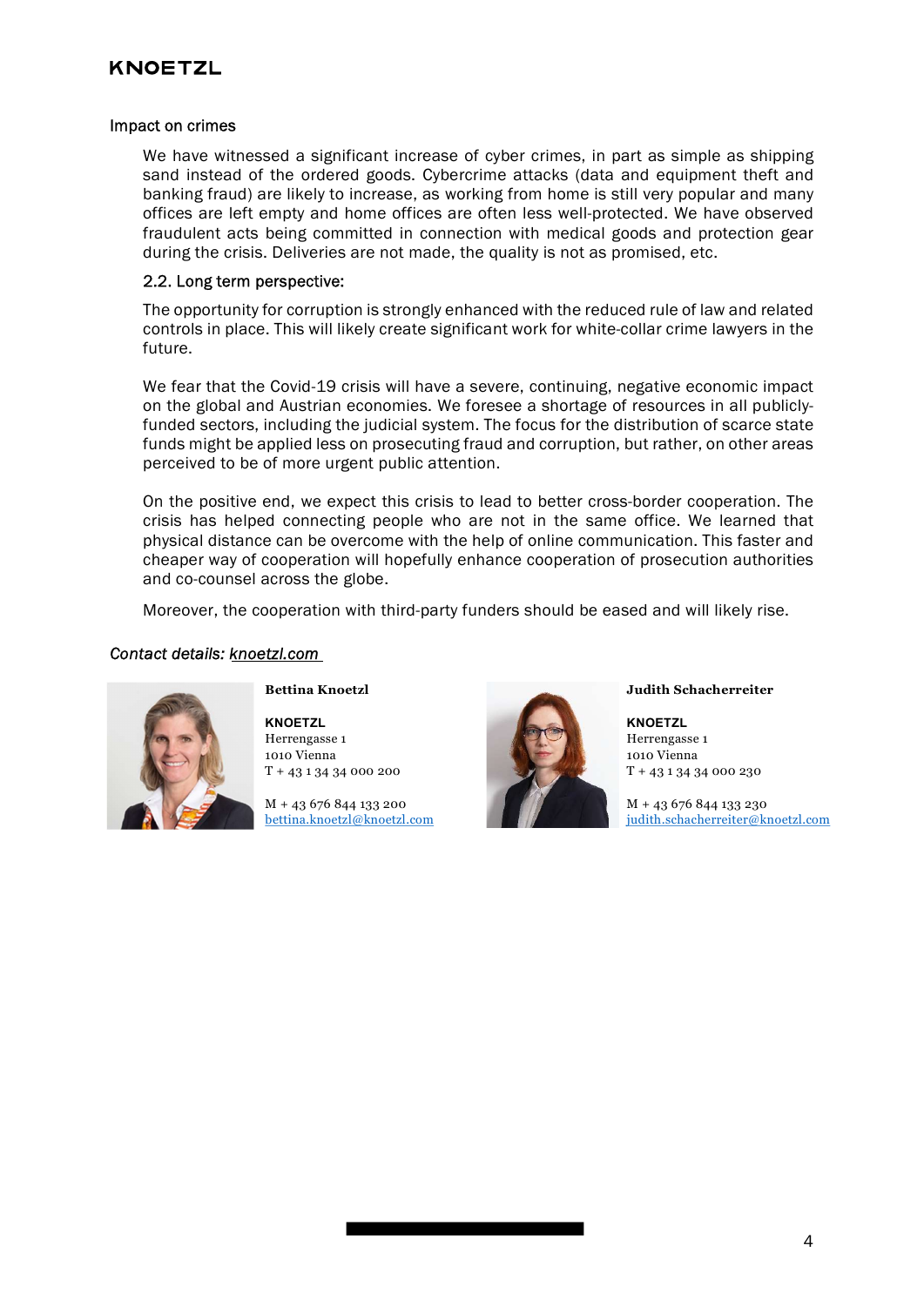Impact on crimes

We have witnessed a significant increase of cyber crimes, in part as simple as shipping sand instead of the ordered goods. Cybercrime attacks (data and equipment theft and banking fraud) are likely to increase, as working from home is still very popular and many offices are left empty and home offices are often less well-protected. We have observed fraudulent acts being committed in connection with medical goods and protection gear during the crisis. Deliveries are not made, the quality is not as promised, etc.

### 2.2. Long term perspective:

The opportunity for corruption is strongly enhanced with the reduced rule of law and related controls in place. This will likely create significant work for white-collar crime lawyers in the future.

We fear that the Covid-19 crisis will have a severe, continuing, negative economic impact on the global and Austrian economies. We foresee a shortage of resources in all publicly-funded sectors, including the judicial system. The focus for the distribution of scarce state funds might be applied less on prosecuting fraud and corruption, but rather, on other areas perceived to be of more urgent public attention.

On the positive end, we expect this crisis to lead to better cross-border cooperation. The crisis has helped connecting people who are not in the same office. We learned that physical distance can be overcome with the help of online communication. This faster and cheaper way of cooperation will hopefully enhance cooperation of prosecution authorities and co-counsel across the globe.

Moreover, the cooperation with third-party funders should be eased and will likely rise.

*Contact details: knoetzl.com*

**Bettina Knoetzl**

**KNOETZL**
Herrengasse 1
1010 Vienna
T + 43 1 34 34 000 200

M + 43 676 844 133 200
bettina.knoetzl@knoetzl.com

**Judith Schacherreiter**

**KNOETZL**
Herrengasse 1
1010 Vienna
T + 43 1 34 34 000 230

M + 43 676 844 133 230
judith.schacherreiter@knoetzl.com